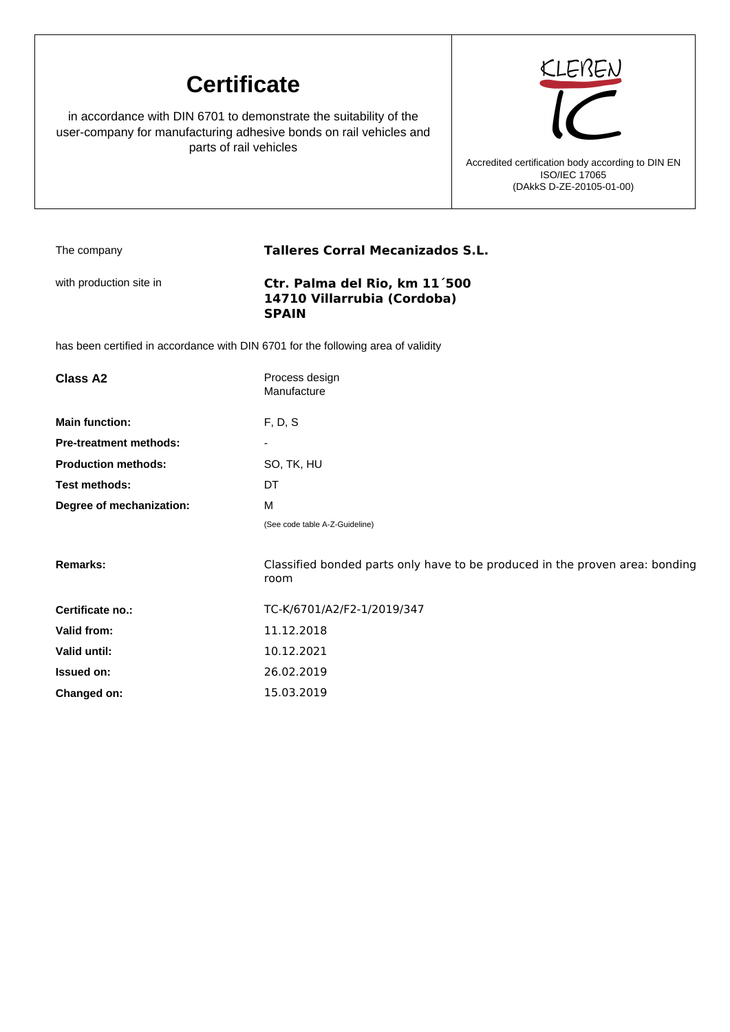# Certificate

in accordance with DIN 6701 to demonstrate the suitability of the user-company for manufacturing adhesive bonds on rail vehicles and parts of rail vehicles

KLEBEN IC

Accredited certification body according to DIN EN ISO/IEC 17065 (DAkkS D-ZE-20105-01-00)

| | |
|---|---|
| The company | **Talleres Corral Mecanizados S.L.** |
| with production site in | **Ctr. Palma del Rio, km 11´500**<br>**14710 Villarrubia (Cordoba)**<br>**SPAIN** |

has been certified in accordance with DIN 6701 for the following area of validity

| | |
|---|---|
| **Class A2** | Process design<br>Manufacture |
| **Main function:** | F, D, S |
| **Pre-treatment methods:** | - |
| **Production methods:** | SO, TK, HU |
| **Test methods:** | DT |
| **Degree of mechanization:** | M |
| | (See code table A-Z-Guideline) |
| **Remarks:** | Classified bonded parts only have to be produced in the proven area: bonding room |
| **Certificate no.:** | TC-K/6701/A2/F2-1/2019/347 |
| **Valid from:** | 11.12.2018 |
| **Valid until:** | 10.12.2021 |
| **Issued on:** | 26.02.2019 |
| **Changed on:** | 15.03.2019 |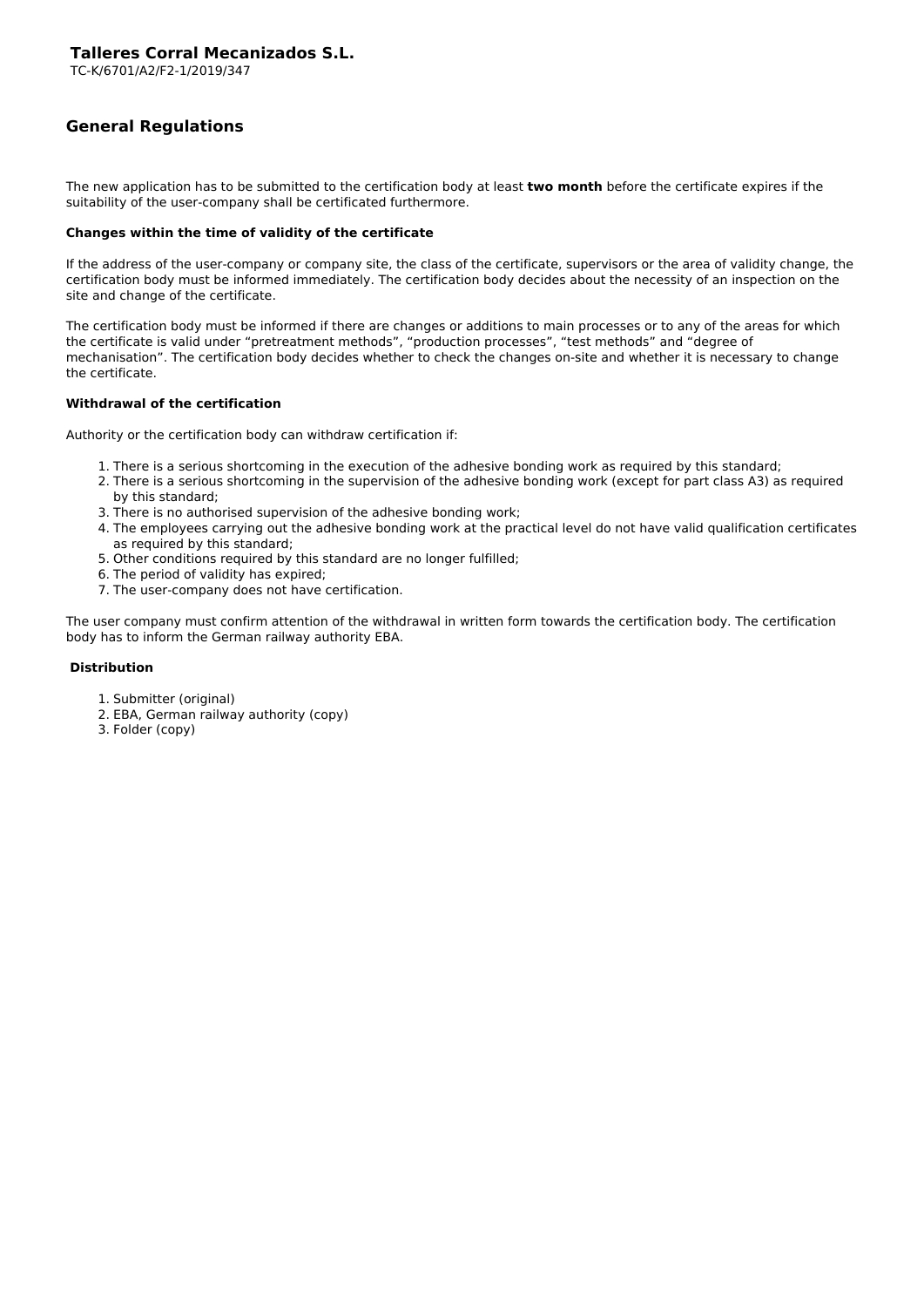**Talleres Corral Mecanizados S.L.**
TC-K/6701/A2/F2-1/2019/347

## General Regulations

The new application has to be submitted to the certification body at least **two month** before the certificate expires if the suitability of the user-company shall be certificated furthermore.

### Changes within the time of validity of the certificate

If the address of the user-company or company site, the class of the certificate, supervisors or the area of validity change, the certification body must be informed immediately. The certification body decides about the necessity of an inspection on the site and change of the certificate.

The certification body must be informed if there are changes or additions to main processes or to any of the areas for which the certificate is valid under “pretreatment methods”, “production processes”, “test methods” and “degree of mechanisation”. The certification body decides whether to check the changes on-site and whether it is necessary to change the certificate.

### Withdrawal of the certification

Authority or the certification body can withdraw certification if:

1. There is a serious shortcoming in the execution of the adhesive bonding work as required by this standard;
2. There is a serious shortcoming in the supervision of the adhesive bonding work (except for part class A3) as required by this standard;
3. There is no authorised supervision of the adhesive bonding work;
4. The employees carrying out the adhesive bonding work at the practical level do not have valid qualification certificates as required by this standard;
5. Other conditions required by this standard are no longer fulfilled;
6. The period of validity has expired;
7. The user-company does not have certification.

The user company must confirm attention of the withdrawal in written form towards the certification body. The certification body has to inform the German railway authority EBA.

### Distribution

1. Submitter (original)
2. EBA, German railway authority (copy)
3. Folder (copy)